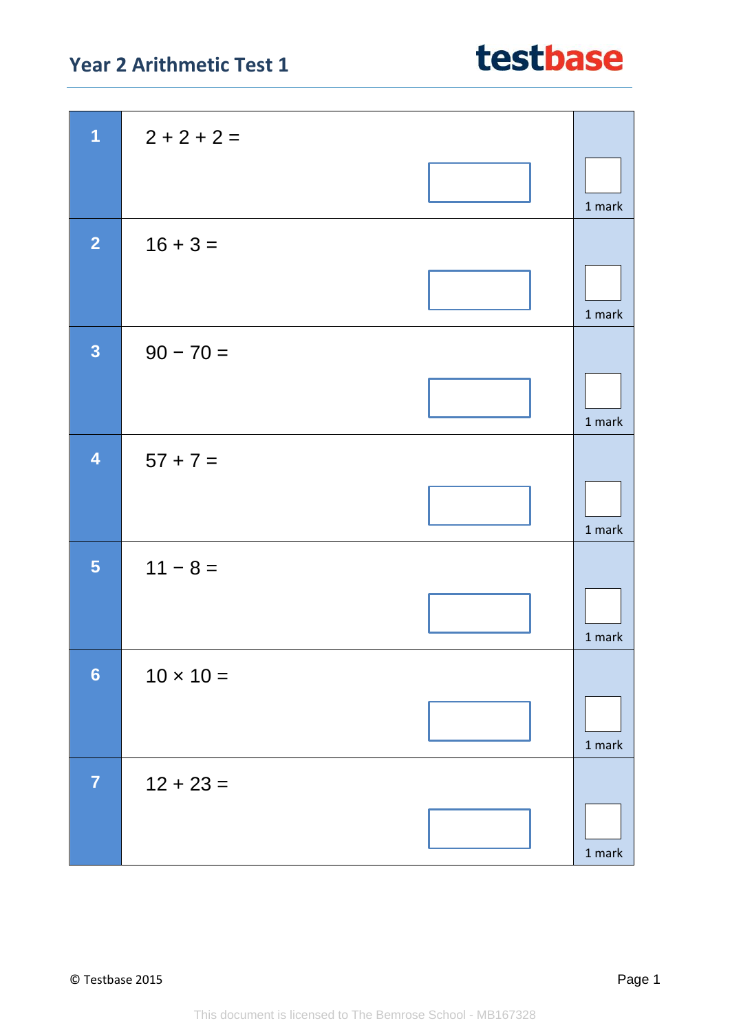# Year 2 Arithmetic Test 1

testbase

| | | |
|---|---|---|
| **1** | $2 + 2 + 2 =$ | 1 mark |
| **2** | $16 + 3 =$ | 1 mark |
| **3** | $90 - 70 =$ | 1 mark |
| **4** | $57 + 7 =$ | 1 mark |
| **5** | $11 - 8 =$ | 1 mark |
| **6** | $10 \times 10 =$ | 1 mark |
| **7** | $12 + 23 =$ | 1 mark |

© Testbase 2015

This document is licensed to The Bemrose School - MB167328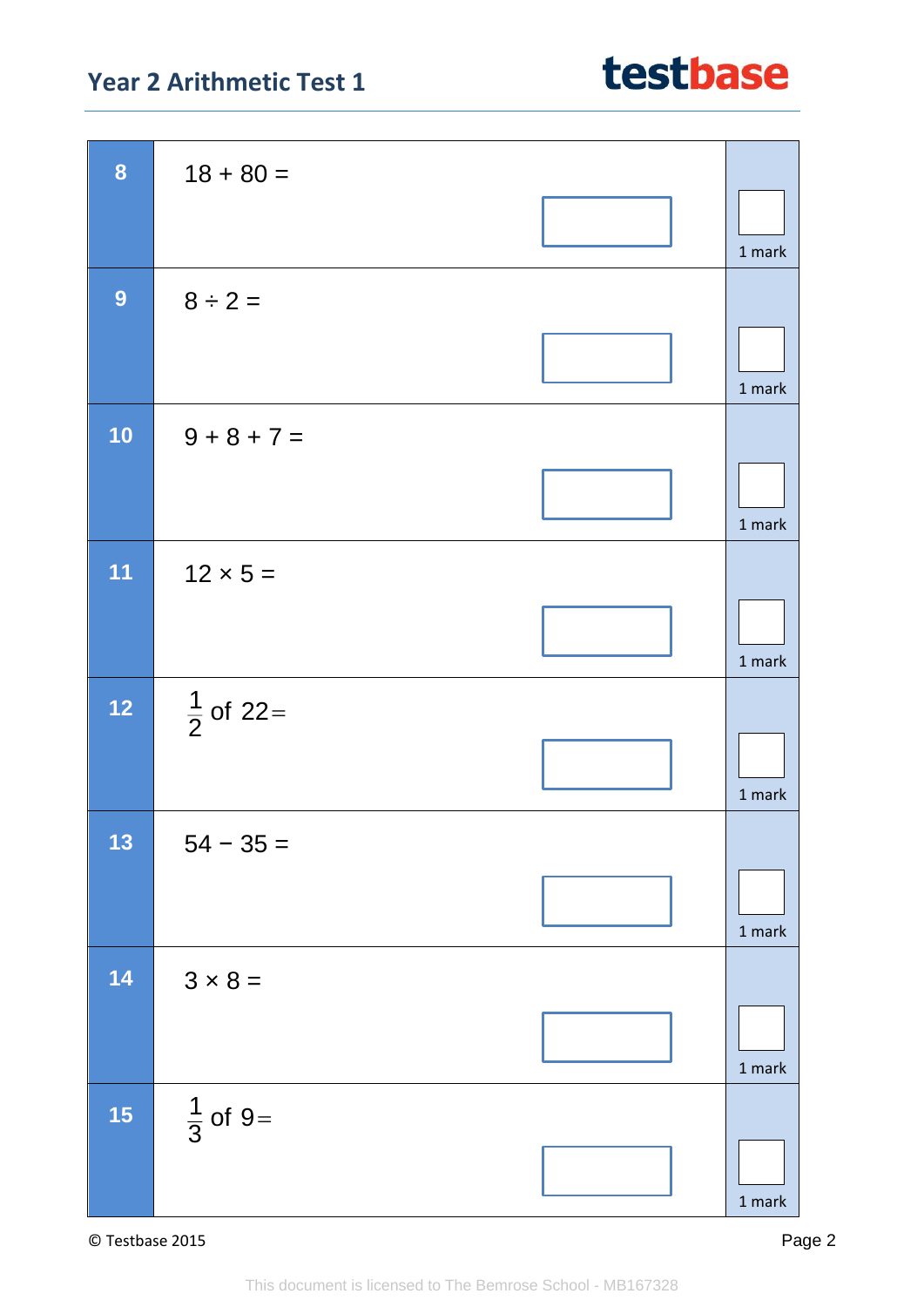| | | |
|---|---|---|
| **8** | $18 + 80 =$ | 1 mark |
| **9** | $8 \div 2 =$ | 1 mark |
| **10** | $9 + 8 + 7 =$ | 1 mark |
| **11** | $12 \times 5 =$ | 1 mark |
| **12** | $\frac{1}{2}$ of $22 =$ | 1 mark |
| **13** | $54 - 35 =$ | 1 mark |
| **14** | $3 \times 8 =$ | 1 mark |
| **15** | $\frac{1}{3}$ of $9 =$ | 1 mark |

© Testbase 2015

This document is licensed to The Bemrose School - MB167328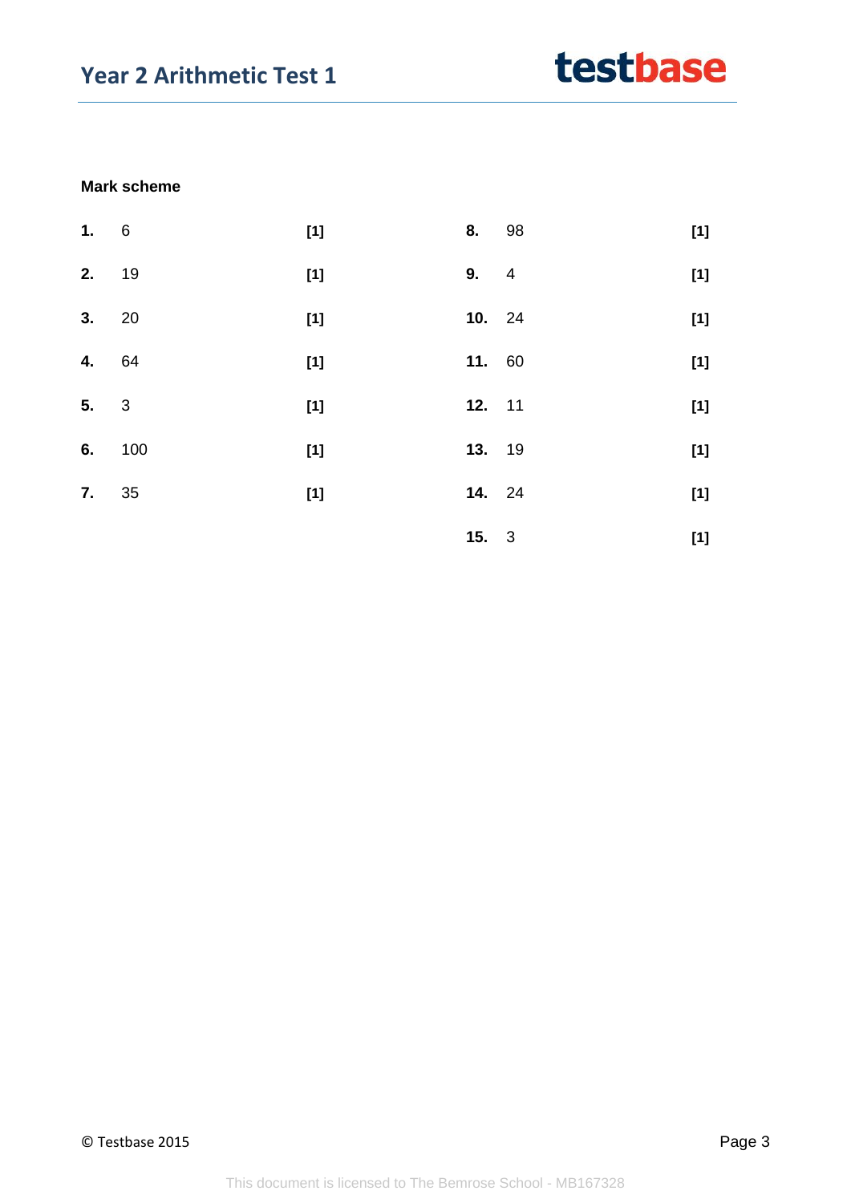**Mark scheme**

| | | |
|---|---|---|
| **1.** | 6 | **[1]** |
| **2.** | 19 | **[1]** |
| **3.** | 20 | **[1]** |
| **4.** | 64 | **[1]** |
| **5.** | 3 | **[1]** |
| **6.** | 100 | **[1]** |
| **7.** | 35 | **[1]** |
| **8.** | 98 | **[1]** |
| **9.** | 4 | **[1]** |
| **10.** | 24 | **[1]** |
| **11.** | 60 | **[1]** |
| **12.** | 11 | **[1]** |
| **13.** | 19 | **[1]** |
| **14.** | 24 | **[1]** |
| **15.** | 3 | **[1]** |

This document is licensed to The Bemrose School - MB167328